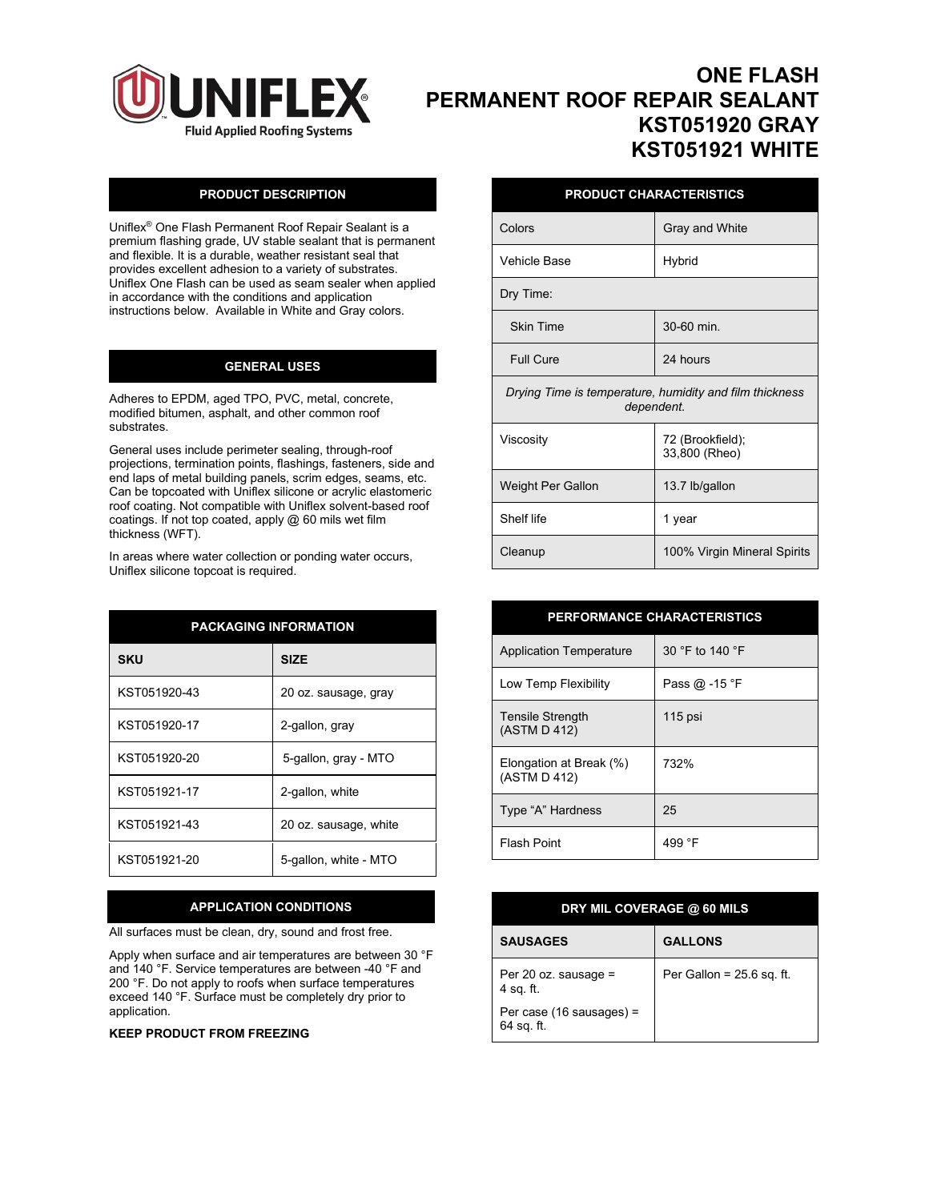# ONE FLASH PERMANENT ROOF REPAIR SEALANT KST051920 GRAY KST051921 WHITE

UNIFLEX® Fluid Applied Roofing Systems

## PRODUCT DESCRIPTION

Uniflex® One Flash Permanent Roof Repair Sealant is a premium flashing grade, UV stable sealant that is permanent and flexible. It is a durable, weather resistant seal that provides excellent adhesion to a variety of substrates. Uniflex One Flash can be used as seam sealer when applied in accordance with the conditions and application instructions below. Available in White and Gray colors.

## GENERAL USES

Adheres to EPDM, aged TPO, PVC, metal, concrete, modified bitumen, asphalt, and other common roof substrates.

General uses include perimeter sealing, through-roof projections, termination points, flashings, fasteners, side and end laps of metal building panels, scrim edges, seams, etc. Can be topcoated with Uniflex silicone or acrylic elastomeric roof coating. Not compatible with Uniflex solvent-based roof coatings. If not top coated, apply @ 60 mils wet film thickness (WFT).

In areas where water collection or ponding water occurs, Uniflex silicone topcoat is required.

## PACKAGING INFORMATION

| SKU | SIZE |
|---|---|
| KST051920-43 | 20 oz. sausage, gray |
| KST051920-17 | 2-gallon, gray |
| KST051920-20 | 5-gallon, gray - MTO |
| KST051921-17 | 2-gallon, white |
| KST051921-43 | 20 oz. sausage, white |
| KST051921-20 | 5-gallon, white - MTO |

## APPLICATION CONDITIONS

All surfaces must be clean, dry, sound and frost free.

Apply when surface and air temperatures are between 30 °F and 140 °F. Service temperatures are between -40 °F and 200 °F. Do not apply to roofs when surface temperatures exceed 140 °F. Surface must be completely dry prior to application.

**KEEP PRODUCT FROM FREEZING**

## PRODUCT CHARACTERISTICS

| | |
|---|---|
| Colors | Gray and White |
| Vehicle Base | Hybrid |
| Dry Time: | |
| Skin Time | 30-60 min. |
| Full Cure | 24 hours |
| *Drying Time is temperature, humidity and film thickness dependent.* | |
| Viscosity | 72 (Brookfield); 33,800 (Rheo) |
| Weight Per Gallon | 13.7 lb/gallon |
| Shelf life | 1 year |
| Cleanup | 100% Virgin Mineral Spirits |

## PERFORMANCE CHARACTERISTICS

| | |
|---|---|
| Application Temperature | 30 °F to 140 °F |
| Low Temp Flexibility | Pass @ -15 °F |
| Tensile Strength (ASTM D 412) | 115 psi |
| Elongation at Break (%) (ASTM D 412) | 732% |
| Type "A" Hardness | 25 |
| Flash Point | 499 °F |

## DRY MIL COVERAGE @ 60 MILS

| SAUSAGES | GALLONS |
|---|---|
| Per 20 oz. sausage = 4 sq. ft.<br>Per case (16 sausages) = 64 sq. ft. | Per Gallon = 25.6 sq. ft. |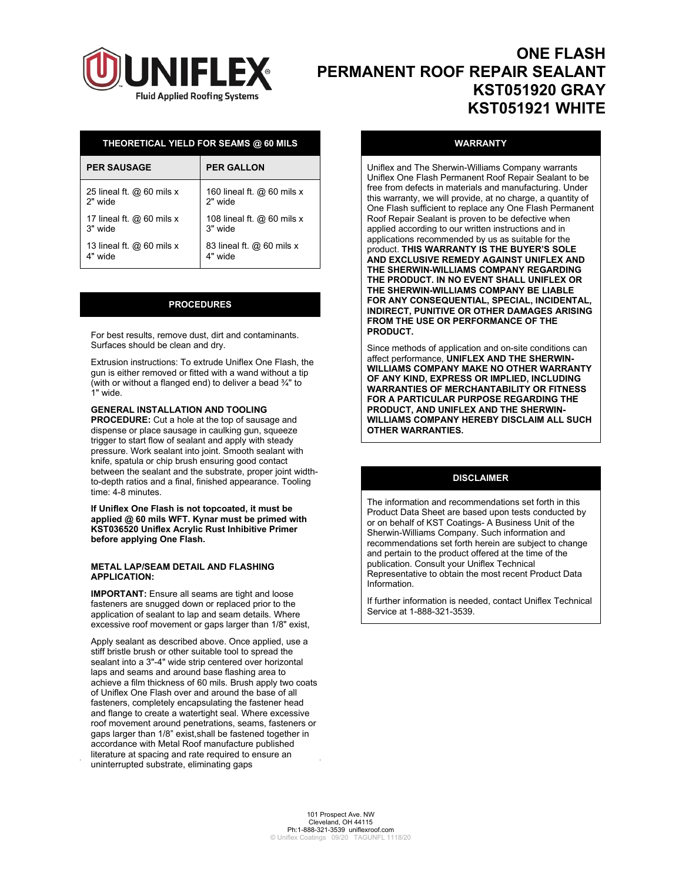# ONE FLASH
# PERMANENT ROOF REPAIR SEALANT
# KST051920 GRAY
# KST051921 WHITE

## THEORETICAL YIELD FOR SEAMS @ 60 MILS

| PER SAUSAGE | PER GALLON |
|---|---|
| 25 lineal ft. @ 60 mils x 2" wide | 160 lineal ft. @ 60 mils x 2" wide |
| 17 lineal ft. @ 60 mils x 3" wide | 108 lineal ft. @ 60 mils x 3" wide |
| 13 lineal ft. @ 60 mils x 4" wide | 83 lineal ft. @ 60 mils x 4" wide |

## PROCEDURES

For best results, remove dust, dirt and contaminants. Surfaces should be clean and dry.

Extrusion instructions: To extrude Uniflex One Flash, the gun is either removed or fitted with a wand without a tip (with or without a flanged end) to deliver a bead ¾" to 1" wide.

**GENERAL INSTALLATION AND TOOLING PROCEDURE:** Cut a hole at the top of sausage and dispense or place sausage in caulking gun, squeeze trigger to start flow of sealant and apply with steady pressure. Work sealant into joint. Smooth sealant with knife, spatula or chip brush ensuring good contact between the sealant and the substrate, proper joint width-to-depth ratios and a final, finished appearance. Tooling time: 4-8 minutes.

**If Uniflex One Flash is not topcoated, it must be applied @ 60 mils WFT. Kynar must be primed with KST036520 Uniflex Acrylic Rust Inhibitive Primer before applying One Flash.**

**METAL LAP/SEAM DETAIL AND FLASHING APPLICATION:**

**IMPORTANT:** Ensure all seams are tight and loose fasteners are snugged down or replaced prior to the application of sealant to lap and seam details. Where excessive roof movement or gaps larger than 1/8" exist,

Apply sealant as described above. Once applied, use a stiff bristle brush or other suitable tool to spread the sealant into a 3"-4" wide strip centered over horizontal laps and seams and around base flashing area to achieve a film thickness of 60 mils. Brush apply two coats of Uniflex One Flash over and around the base of all fasteners, completely encapsulating the fastener head and flange to create a watertight seal. Where excessive roof movement around penetrations, seams, fasteners or gaps larger than 1/8" exist,shall be fastened together in accordance with Metal Roof manufacture published literature at spacing and rate required to ensure an uninterrupted substrate, eliminating gaps

## WARRANTY

Uniflex and The Sherwin-Williams Company warrants Uniflex One Flash Permanent Roof Repair Sealant to be free from defects in materials and manufacturing. Under this warranty, we will provide, at no charge, a quantity of One Flash sufficient to replace any One Flash Permanent Roof Repair Sealant is proven to be defective when applied according to our written instructions and in applications recommended by us as suitable for the product. **THIS WARRANTY IS THE BUYER'S SOLE AND EXCLUSIVE REMEDY AGAINST UNIFLEX AND THE SHERWIN-WILLIAMS COMPANY REGARDING THE PRODUCT. IN NO EVENT SHALL UNIFLEX OR THE SHERWIN-WILLIAMS COMPANY BE LIABLE FOR ANY CONSEQUENTIAL, SPECIAL, INCIDENTAL, INDIRECT, PUNITIVE OR OTHER DAMAGES ARISING FROM THE USE OR PERFORMANCE OF THE PRODUCT.**

Since methods of application and on-site conditions can affect performance, **UNIFLEX AND THE SHERWIN-WILLIAMS COMPANY MAKE NO OTHER WARRANTY OF ANY KIND, EXPRESS OR IMPLIED, INCLUDING WARRANTIES OF MERCHANTABILITY OR FITNESS FOR A PARTICULAR PURPOSE REGARDING THE PRODUCT, AND UNIFLEX AND THE SHERWIN-WILLIAMS COMPANY HEREBY DISCLAIM ALL SUCH OTHER WARRANTIES.**

## DISCLAIMER

The information and recommendations set forth in this Product Data Sheet are based upon tests conducted by or on behalf of KST Coatings- A Business Unit of the Sherwin-Williams Company. Such information and recommendations set forth herein are subject to change and pertain to the product offered at the time of the publication. Consult your Uniflex Technical Representative to obtain the most recent Product Data Information.

If further information is needed, contact Uniflex Technical Service at 1-888-321-3539.

101 Prospect Ave. NW
Cleveland, OH 44115
Ph:1-888-321-3539 uniflexroof.com
© Uniflex Coatings 09/20 TAGUNFL 1118/20